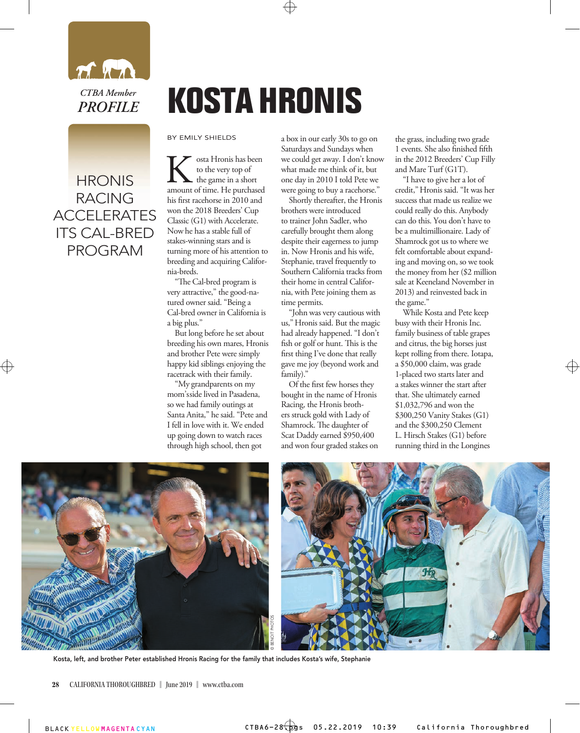*CTBA Member*
*PROFILE*

# KOSTA HRONIS

## HRONIS RACING ACCELERATES ITS CAL-BRED PROGRAM

BY EMILY SHIELDS

Kosta Hronis has been to the very top of the game in a short amount of time. He purchased his first racehorse in 2010 and won the 2018 Breeders' Cup Classic (G1) with Accelerate. Now he has a stable full of stakes-winning stars and is turning more of his attention to breeding and acquiring California-breds.

"The Cal-bred program is very attractive," the good-natured owner said. "Being a Cal-bred owner in California is a big plus."

But long before he set about breeding his own mares, Hronis and brother Pete were simply happy kid siblings enjoying the racetrack with their family.

"My grandparents on my mom'sside lived in Pasadena, so we had family outings at Santa Anita," he said. "Pete and I fell in love with it. We ended up going down to watch races through high school, then got a box in our early 30s to go on Saturdays and Sundays when we could get away. I don't know what made me think of it, but one day in 2010 I told Pete we were going to buy a racehorse."

Shortly thereafter, the Hronis brothers were introduced to trainer John Sadler, who carefully brought them along despite their eagerness to jump in. Now Hronis and his wife, Stephanie, travel frequently to Southern California tracks from their home in central California, with Pete joining them as time permits.

"John was very cautious with us," Hronis said. But the magic had already happened. "I don't fish or golf or hunt. This is the first thing I've done that really gave me joy (beyond work and family)."

Of the first few horses they bought in the name of Hronis Racing, the Hronis brothers struck gold with Lady of Shamrock. The daughter of Scat Daddy earned $950,400 and won four graded stakes on the grass, including two grade 1 events. She also finished fifth in the 2012 Breeders' Cup Filly and Mare Turf (G1T).

"I have to give her a lot of credit," Hronis said. "It was her success that made us realize we could really do this. Anybody can do this. You don't have to be a multimillionaire. Lady of Shamrock got us to where we felt comfortable about expanding and moving on, so we took the money from her ($2 million sale at Keeneland November in 2013) and reinvested back in the game."

While Kosta and Pete keep busy with their Hronis Inc. family business of table grapes and citrus, the big horses just kept rolling from there. Iotapa, a $50,000 claim, was grade 1-placed two starts later and a stakes winner the start after that. She ultimately earned $1,032,796 and won the $300,250 Vanity Stakes (G1) and the $300,250 Clement L. Hirsch Stakes (G1) before running third in the Longines

© BENOIT PHOTOS

Kosta, left, and brother Peter established Hronis Racing for the family that includes Kosta's wife, Stephanie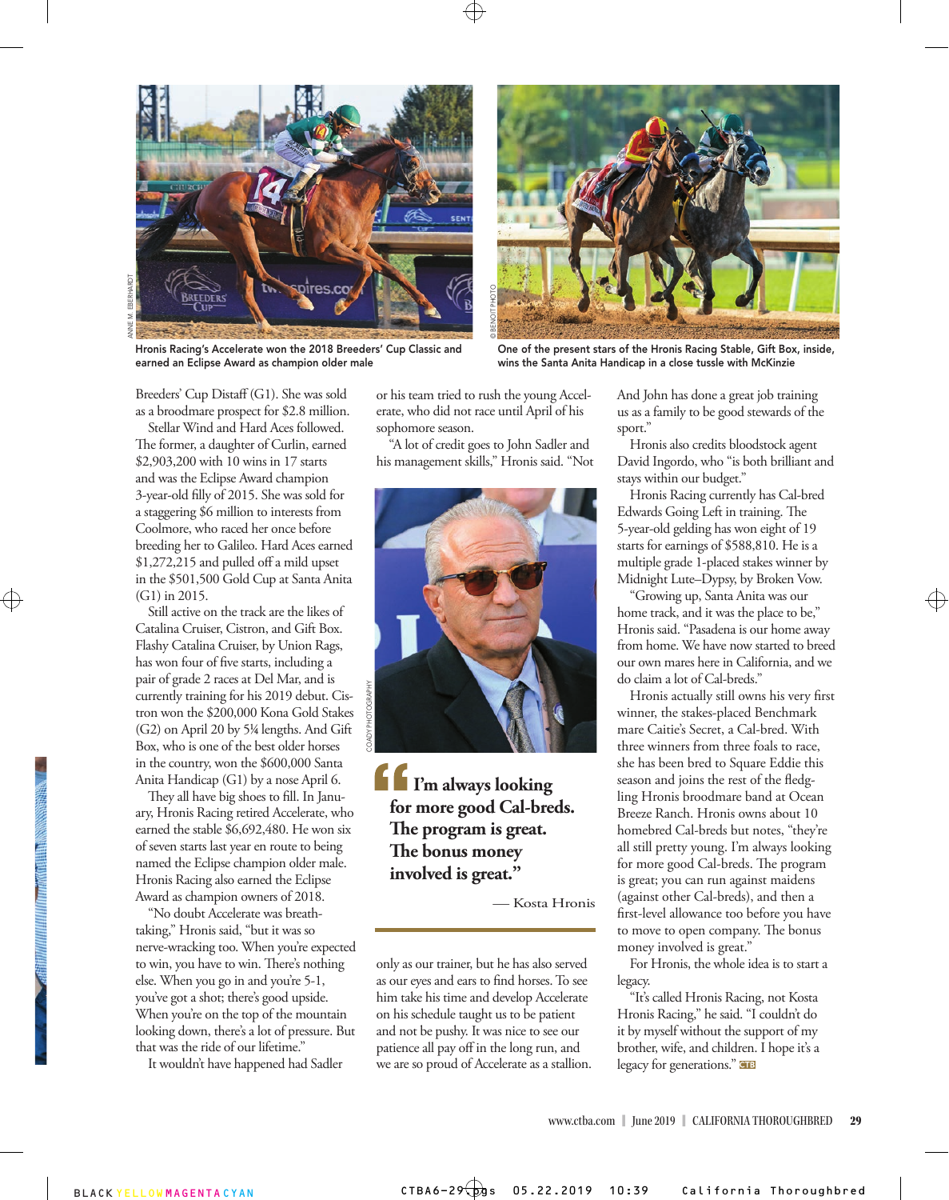Hronis Racing's Accelerate won the 2018 Breeders' Cup Classic and earned an Eclipse Award as champion older male

One of the present stars of the Hronis Racing Stable, Gift Box, inside, wins the Santa Anita Handicap in a close tussle with McKinzie

Breeders' Cup Distaff (G1). She was sold as a broodmare prospect for $2.8 million.

Stellar Wind and Hard Aces followed. The former, a daughter of Curlin, earned $2,903,200 with 10 wins in 17 starts and was the Eclipse Award champion 3-year-old filly of 2015. She was sold for a staggering $6 million to interests from Coolmore, who raced her once before breeding her to Galileo. Hard Aces earned $1,272,215 and pulled off a mild upset in the $501,500 Gold Cup at Santa Anita (G1) in 2015.

Still active on the track are the likes of Catalina Cruiser, Cistron, and Gift Box. Flashy Catalina Cruiser, by Union Rags, has won four of five starts, including a pair of grade 2 races at Del Mar, and is currently training for his 2019 debut. Cistron won the $200,000 Kona Gold Stakes (G2) on April 20 by 5¼ lengths. And Gift Box, who is one of the best older horses in the country, won the $600,000 Santa Anita Handicap (G1) by a nose April 6.

They all have big shoes to fill. In January, Hronis Racing retired Accelerate, who earned the stable $6,692,480. He won six of seven starts last year en route to being named the Eclipse champion older male. Hronis Racing also earned the Eclipse Award as champion owners of 2018.

"No doubt Accelerate was breathtaking," Hronis said, "but it was so nerve-wracking too. When you're expected to win, you have to win. There's nothing else. When you go in and you're 5-1, you've got a shot; there's good upside. When you're on the top of the mountain looking down, there's a lot of pressure. But that was the ride of our lifetime."

It wouldn't have happened had Sadler or his team tried to rush the young Accelerate, who did not race until April of his sophomore season.

"A lot of credit goes to John Sadler and his management skills," Hronis said. "Not only as our trainer, but he has also served as our eyes and ears to find horses. To see him take his time and develop Accelerate on his schedule taught us to be patient and not be pushy. It was nice to see our patience all pay off in the long run, and we are so proud of Accelerate as a stallion. And John has done a great job training us as a family to be good stewards of the sport."

> **"I'm always looking for more good Cal-breds. The program is great. The bonus money involved is great."**
>
> — Kosta Hronis

Hronis also credits bloodstock agent David Ingordo, who "is both brilliant and stays within our budget."

Hronis Racing currently has Cal-bred Edwards Going Left in training. The 5-year-old gelding has won eight of 19 starts for earnings of $588,810. He is a multiple grade 1-placed stakes winner by Midnight Lute–Dypsy, by Broken Vow.

"Growing up, Santa Anita was our home track, and it was the place to be," Hronis said. "Pasadena is our home away from home. We have now started to breed our own mares here in California, and we do claim a lot of Cal-breds."

Hronis actually still owns his very first winner, the stakes-placed Benchmark mare Caitie's Secret, a Cal-bred. With three winners from three foals to race, she has been bred to Square Eddie this season and joins the rest of the fledgling Hronis broodmare band at Ocean Breeze Ranch. Hronis owns about 10 homebred Cal-breds but notes, "they're all still pretty young. I'm always looking for more good Cal-breds. The program is great; you can run against maidens (against other Cal-breds), and then a first-level allowance too before you have to move to open company. The bonus money involved is great."

For Hronis, the whole idea is to start a legacy.

"It's called Hronis Racing, not Kosta Hronis Racing," he said. "I couldn't do it by myself without the support of my brother, wife, and children. I hope it's a legacy for generations."